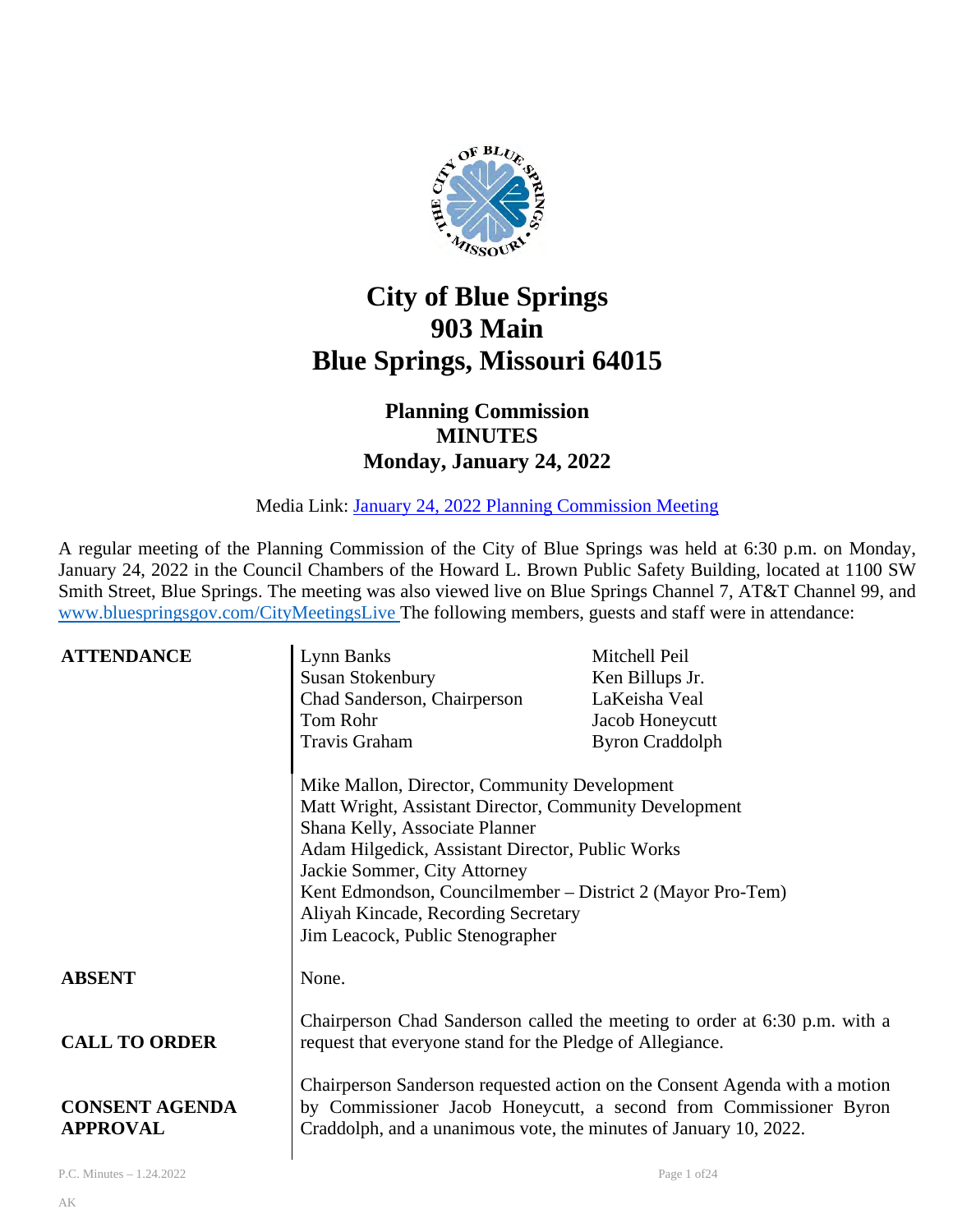# City of Blue Springs
# 903 Main
# Blue Springs, Missouri 64015

## Planning Commission
## MINUTES
## Monday, January 24, 2022

Media Link: [January 24, 2022 Planning Commission Meeting]()

A regular meeting of the Planning Commission of the City of Blue Springs was held at 6:30 p.m. on Monday, January 24, 2022 in the Council Chambers of the Howard L. Brown Public Safety Building, located at 1100 SW Smith Street, Blue Springs. The meeting was also viewed live on Blue Springs Channel 7, AT&T Channel 99, and [www.bluespringsgov.com/CityMeetingsLive]() The following members, guests and staff were in attendance:

**ATTENDANCE**

Lynn Banks
Susan Stokenbury
Chad Sanderson, Chairperson
Tom Rohr
Travis Graham
Mitchell Peil
Ken Billups Jr.
LaKeisha Veal
Jacob Honeycutt
Byron Craddolph

Mike Mallon, Director, Community Development
Matt Wright, Assistant Director, Community Development
Shana Kelly, Associate Planner
Adam Hilgedick, Assistant Director, Public Works
Jackie Sommer, City Attorney
Kent Edmondson, Councilmember – District 2 (Mayor Pro-Tem)
Aliyah Kincade, Recording Secretary
Jim Leacock, Public Stenographer

**ABSENT**

None.

**CALL TO ORDER**

Chairperson Chad Sanderson called the meeting to order at 6:30 p.m. with a request that everyone stand for the Pledge of Allegiance.

**CONSENT AGENDA APPROVAL**

Chairperson Sanderson requested action on the Consent Agenda with a motion by Commissioner Jacob Honeycutt, a second from Commissioner Byron Craddolph, and a unanimous vote, the minutes of January 10, 2022.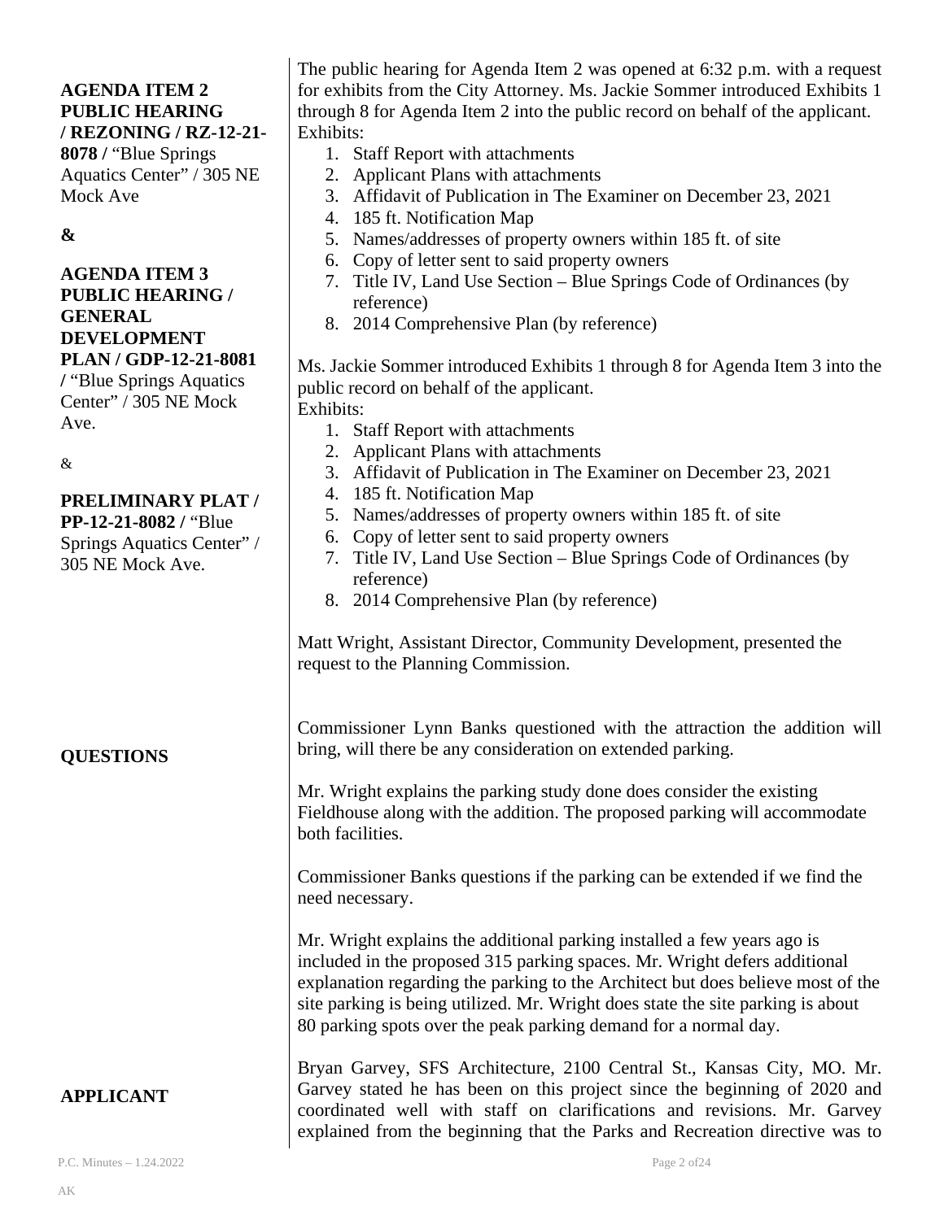**AGENDA ITEM 2 PUBLIC HEARING / REZONING / RZ-12-21-8078 /** "Blue Springs Aquatics Center" / 305 NE Mock Ave

**&**

**AGENDA ITEM 3 PUBLIC HEARING / GENERAL DEVELOPMENT PLAN / GDP-12-21-8081 /** "Blue Springs Aquatics Center" / 305 NE Mock Ave.

&

**PRELIMINARY PLAT / PP-12-21-8082 /** "Blue Springs Aquatics Center" / 305 NE Mock Ave.

The public hearing for Agenda Item 2 was opened at 6:32 p.m. with a request for exhibits from the City Attorney. Ms. Jackie Sommer introduced Exhibits 1 through 8 for Agenda Item 2 into the public record on behalf of the applicant.

Exhibits:

1. Staff Report with attachments
2. Applicant Plans with attachments
3. Affidavit of Publication in The Examiner on December 23, 2021
4. 185 ft. Notification Map
5. Names/addresses of property owners within 185 ft. of site
6. Copy of letter sent to said property owners
7. Title IV, Land Use Section – Blue Springs Code of Ordinances (by reference)
8. 2014 Comprehensive Plan (by reference)

Ms. Jackie Sommer introduced Exhibits 1 through 8 for Agenda Item 3 into the public record on behalf of the applicant.

Exhibits:

1. Staff Report with attachments
2. Applicant Plans with attachments
3. Affidavit of Publication in The Examiner on December 23, 2021
4. 185 ft. Notification Map
5. Names/addresses of property owners within 185 ft. of site
6. Copy of letter sent to said property owners
7. Title IV, Land Use Section – Blue Springs Code of Ordinances (by reference)
8. 2014 Comprehensive Plan (by reference)

Matt Wright, Assistant Director, Community Development, presented the request to the Planning Commission.

**QUESTIONS**

Commissioner Lynn Banks questioned with the attraction the addition will bring, will there be any consideration on extended parking.

Mr. Wright explains the parking study done does consider the existing Fieldhouse along with the addition. The proposed parking will accommodate both facilities.

Commissioner Banks questions if the parking can be extended if we find the need necessary.

Mr. Wright explains the additional parking installed a few years ago is included in the proposed 315 parking spaces. Mr. Wright defers additional explanation regarding the parking to the Architect but does believe most of the site parking is being utilized. Mr. Wright does state the site parking is about 80 parking spots over the peak parking demand for a normal day.

**APPLICANT**

Bryan Garvey, SFS Architecture, 2100 Central St., Kansas City, MO. Mr. Garvey stated he has been on this project since the beginning of 2020 and coordinated well with staff on clarifications and revisions. Mr. Garvey explained from the beginning that the Parks and Recreation directive was to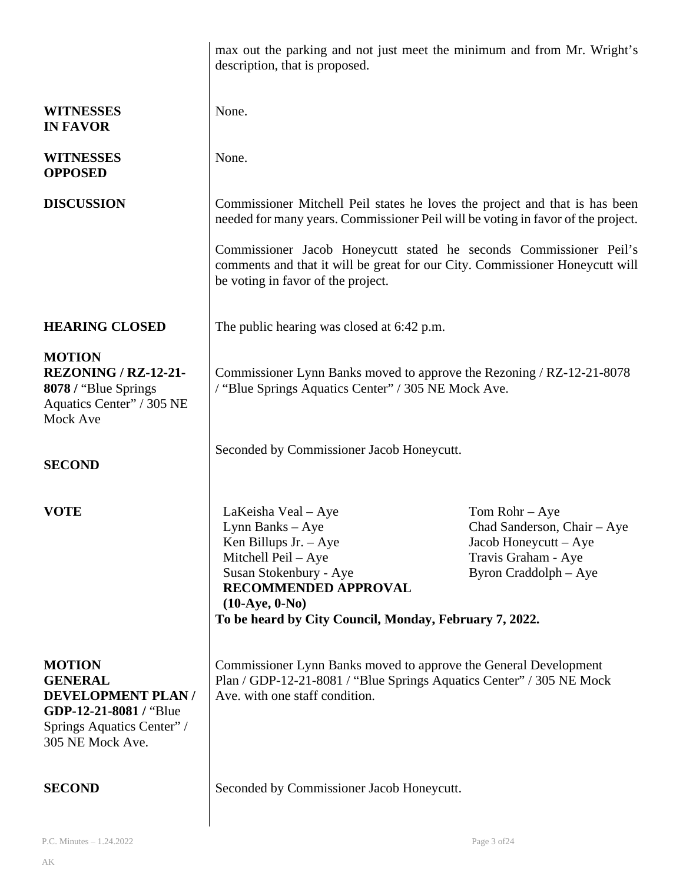max out the parking and not just meet the minimum and from Mr. Wright's description, that is proposed.

**WITNESSES IN FAVOR**

None.

**WITNESSES OPPOSED**

None.

**DISCUSSION**

Commissioner Mitchell Peil states he loves the project and that is has been needed for many years. Commissioner Peil will be voting in favor of the project.

Commissioner Jacob Honeycutt stated he seconds Commissioner Peil's comments and that it will be great for our City. Commissioner Honeycutt will be voting in favor of the project.

**HEARING CLOSED**

The public hearing was closed at 6:42 p.m.

**MOTION REZONING / RZ-12-21-8078 /** "Blue Springs Aquatics Center" / 305 NE Mock Ave

Commissioner Lynn Banks moved to approve the Rezoning / RZ-12-21-8078 / "Blue Springs Aquatics Center" / 305 NE Mock Ave.

**SECOND**

Seconded by Commissioner Jacob Honeycutt.

**VOTE**

| | |
|---|---|
| LaKeisha Veal – Aye | Tom Rohr – Aye |
| Lynn Banks – Aye | Chad Sanderson, Chair – Aye |
| Ken Billups Jr. – Aye | Jacob Honeycutt – Aye |
| Mitchell Peil – Aye | Travis Graham - Aye |
| Susan Stokenbury - Aye | Byron Craddolph – Aye |

**RECOMMENDED APPROVAL (10-Aye, 0-No)**

**To be heard by City Council, Monday, February 7, 2022.**

**MOTION GENERAL DEVELOPMENT PLAN / GDP-12-21-8081 /** "Blue Springs Aquatics Center" / 305 NE Mock Ave.

Commissioner Lynn Banks moved to approve the General Development Plan / GDP-12-21-8081 / "Blue Springs Aquatics Center" / 305 NE Mock Ave. with one staff condition.

**SECOND**

Seconded by Commissioner Jacob Honeycutt.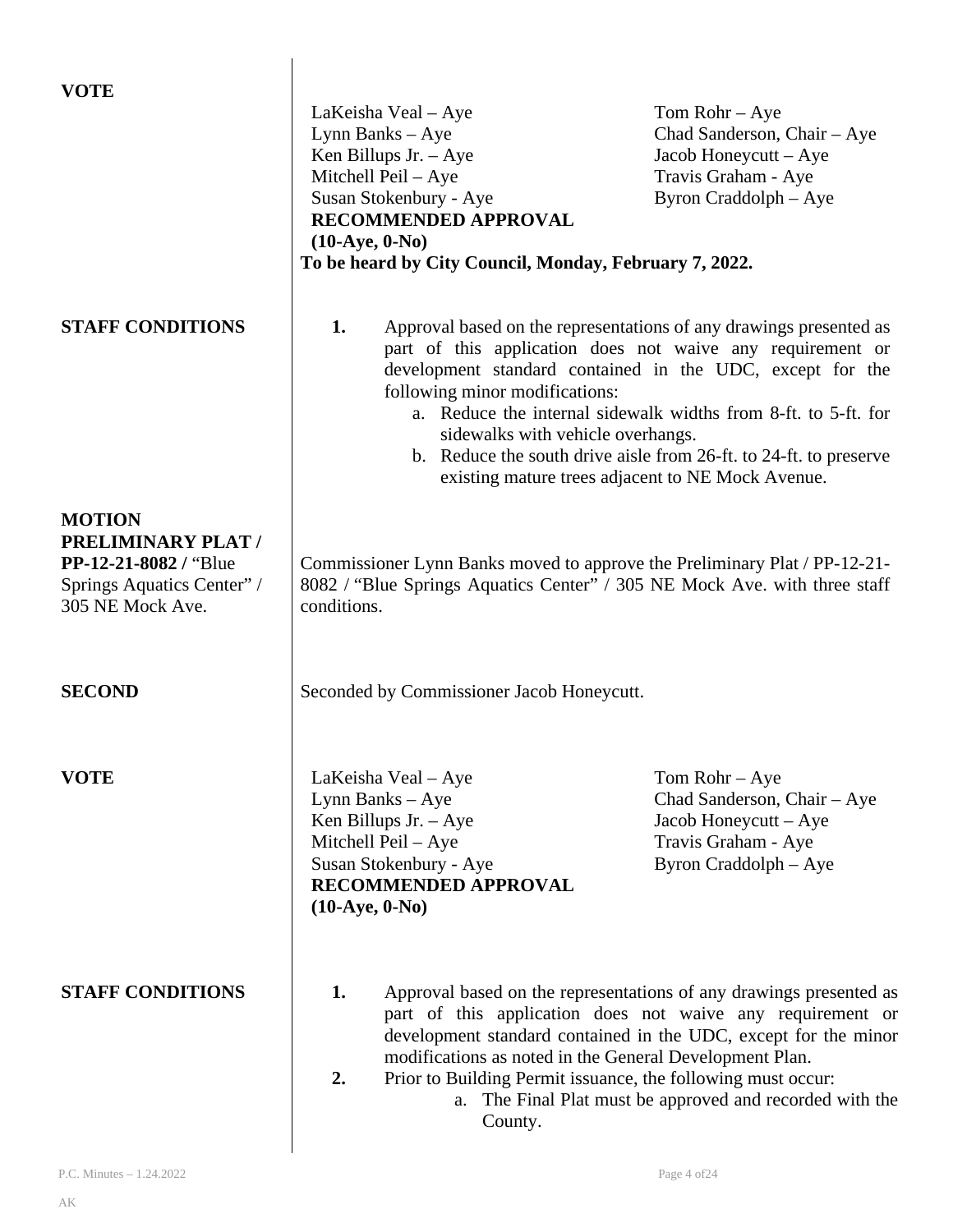**VOTE**

LaKeisha Veal – Aye
Lynn Banks – Aye
Ken Billups Jr. – Aye
Mitchell Peil – Aye
Susan Stokenbury - Aye
Tom Rohr – Aye
Chad Sanderson, Chair – Aye
Jacob Honeycutt – Aye
Travis Graham - Aye
Byron Craddolph – Aye

**RECOMMENDED APPROVAL**
**(10-Aye, 0-No)**

**To be heard by City Council, Monday, February 7, 2022.**

**STAFF CONDITIONS**

1. Approval based on the representations of any drawings presented as part of this application does not waive any requirement or development standard contained in the UDC, except for the following minor modifications:
   a. Reduce the internal sidewalk widths from 8-ft. to 5-ft. for sidewalks with vehicle overhangs.
   b. Reduce the south drive aisle from 26-ft. to 24-ft. to preserve existing mature trees adjacent to NE Mock Avenue.

**MOTION**
**PRELIMINARY PLAT / PP-12-21-8082 /** "Blue Springs Aquatics Center" / 305 NE Mock Ave.

Commissioner Lynn Banks moved to approve the Preliminary Plat / PP-12-21-8082 / "Blue Springs Aquatics Center" / 305 NE Mock Ave. with three staff conditions.

**SECOND**

Seconded by Commissioner Jacob Honeycutt.

**VOTE**

LaKeisha Veal – Aye
Lynn Banks – Aye
Ken Billups Jr. – Aye
Mitchell Peil – Aye
Susan Stokenbury - Aye
Tom Rohr – Aye
Chad Sanderson, Chair – Aye
Jacob Honeycutt – Aye
Travis Graham - Aye
Byron Craddolph – Aye

**RECOMMENDED APPROVAL**
**(10-Aye, 0-No)**

**STAFF CONDITIONS**

1. Approval based on the representations of any drawings presented as part of this application does not waive any requirement or development standard contained in the UDC, except for the minor modifications as noted in the General Development Plan.
2. Prior to Building Permit issuance, the following must occur:
   a. The Final Plat must be approved and recorded with the County.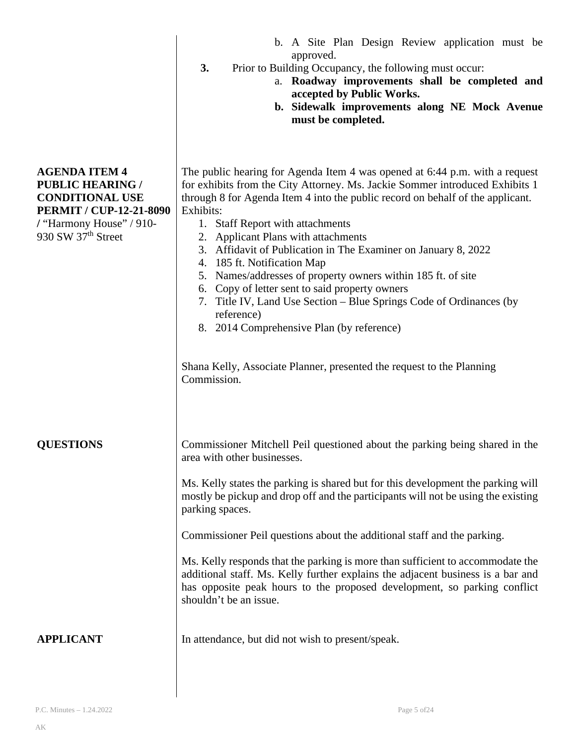b. A Site Plan Design Review application must be approved.

3. Prior to Building Occupancy, the following must occur:

   a. **Roadway improvements shall be completed and accepted by Public Works.**

   b. **Sidewalk improvements along NE Mock Avenue must be completed.**

**AGENDA ITEM 4 PUBLIC HEARING / CONDITIONAL USE PERMIT / CUP-12-21-8090 /** "Harmony House" / 910-930 SW 37th Street

The public hearing for Agenda Item 4 was opened at 6:44 p.m. with a request for exhibits from the City Attorney. Ms. Jackie Sommer introduced Exhibits 1 through 8 for Agenda Item 4 into the public record on behalf of the applicant. Exhibits:

1. Staff Report with attachments
2. Applicant Plans with attachments
3. Affidavit of Publication in The Examiner on January 8, 2022
4. 185 ft. Notification Map
5. Names/addresses of property owners within 185 ft. of site
6. Copy of letter sent to said property owners
7. Title IV, Land Use Section – Blue Springs Code of Ordinances (by reference)
8. 2014 Comprehensive Plan (by reference)

Shana Kelly, Associate Planner, presented the request to the Planning Commission.

**QUESTIONS**

Commissioner Mitchell Peil questioned about the parking being shared in the area with other businesses.

Ms. Kelly states the parking is shared but for this development the parking will mostly be pickup and drop off and the participants will not be using the existing parking spaces.

Commissioner Peil questions about the additional staff and the parking.

Ms. Kelly responds that the parking is more than sufficient to accommodate the additional staff. Ms. Kelly further explains the adjacent business is a bar and has opposite peak hours to the proposed development, so parking conflict shouldn't be an issue.

**APPLICANT**

In attendance, but did not wish to present/speak.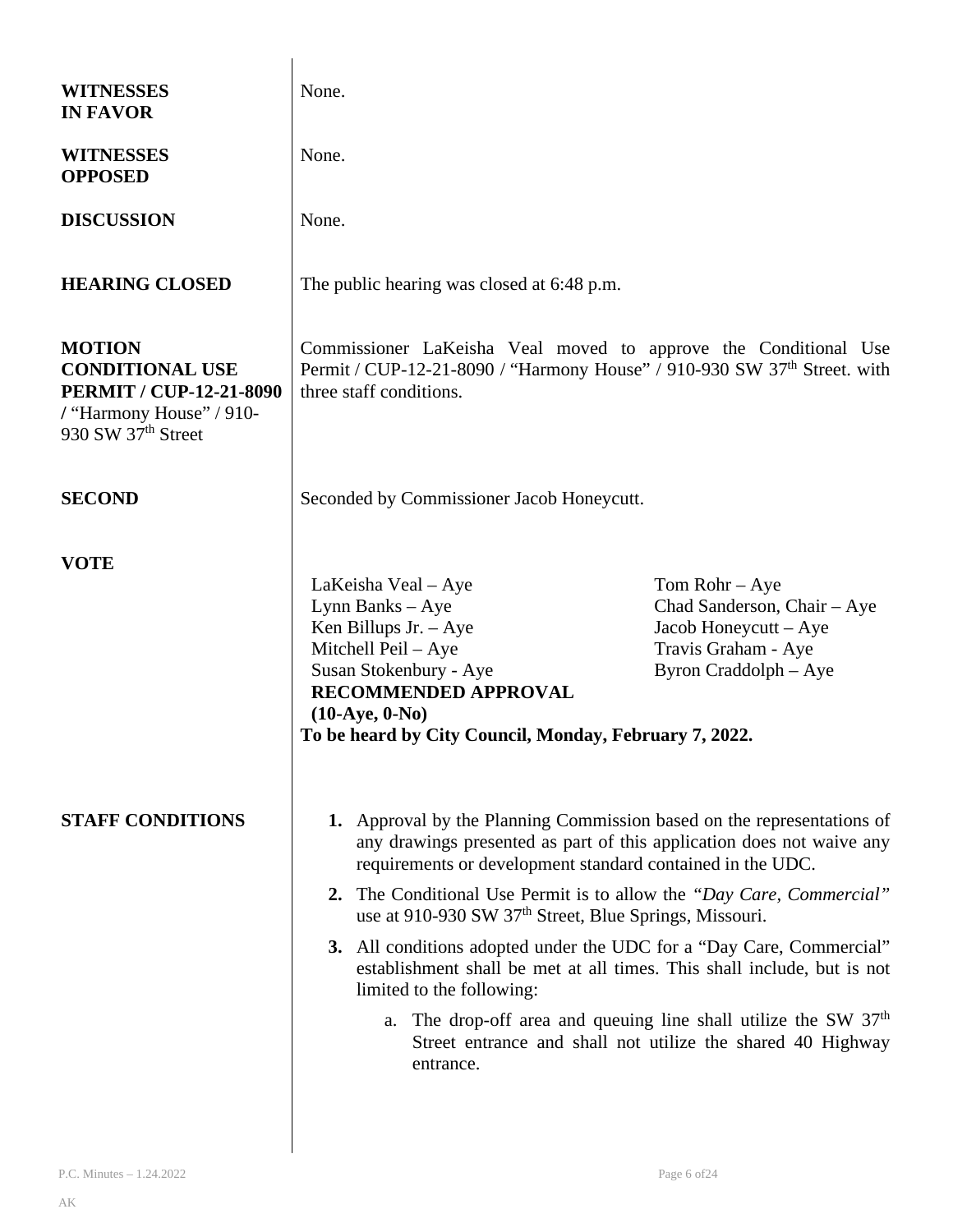**WITNESSES IN FAVOR**

None.

**WITNESSES OPPOSED**

None.

**DISCUSSION**

None.

**HEARING CLOSED**

The public hearing was closed at 6:48 p.m.

**MOTION CONDITIONAL USE PERMIT / CUP-12-21-8090 /** "Harmony House" / 910-930 SW 37th Street

Commissioner LaKeisha Veal moved to approve the Conditional Use Permit / CUP-12-21-8090 / "Harmony House" / 910-930 SW 37th Street. with three staff conditions.

**SECOND**

Seconded by Commissioner Jacob Honeycutt.

**VOTE**

LaKeisha Veal – Aye
Lynn Banks – Aye
Ken Billups Jr. – Aye
Mitchell Peil – Aye
Susan Stokenbury - Aye
Tom Rohr – Aye
Chad Sanderson, Chair – Aye
Jacob Honeycutt – Aye
Travis Graham - Aye
Byron Craddolph – Aye

**RECOMMENDED APPROVAL (10-Aye, 0-No)**

**To be heard by City Council, Monday, February 7, 2022.**

**STAFF CONDITIONS**

1. Approval by the Planning Commission based on the representations of any drawings presented as part of this application does not waive any requirements or development standard contained in the UDC.
2. The Conditional Use Permit is to allow the *"Day Care, Commercial"* use at 910-930 SW 37th Street, Blue Springs, Missouri.
3. All conditions adopted under the UDC for a "Day Care, Commercial" establishment shall be met at all times. This shall include, but is not limited to the following:
   a. The drop-off area and queuing line shall utilize the SW 37th Street entrance and shall not utilize the shared 40 Highway entrance.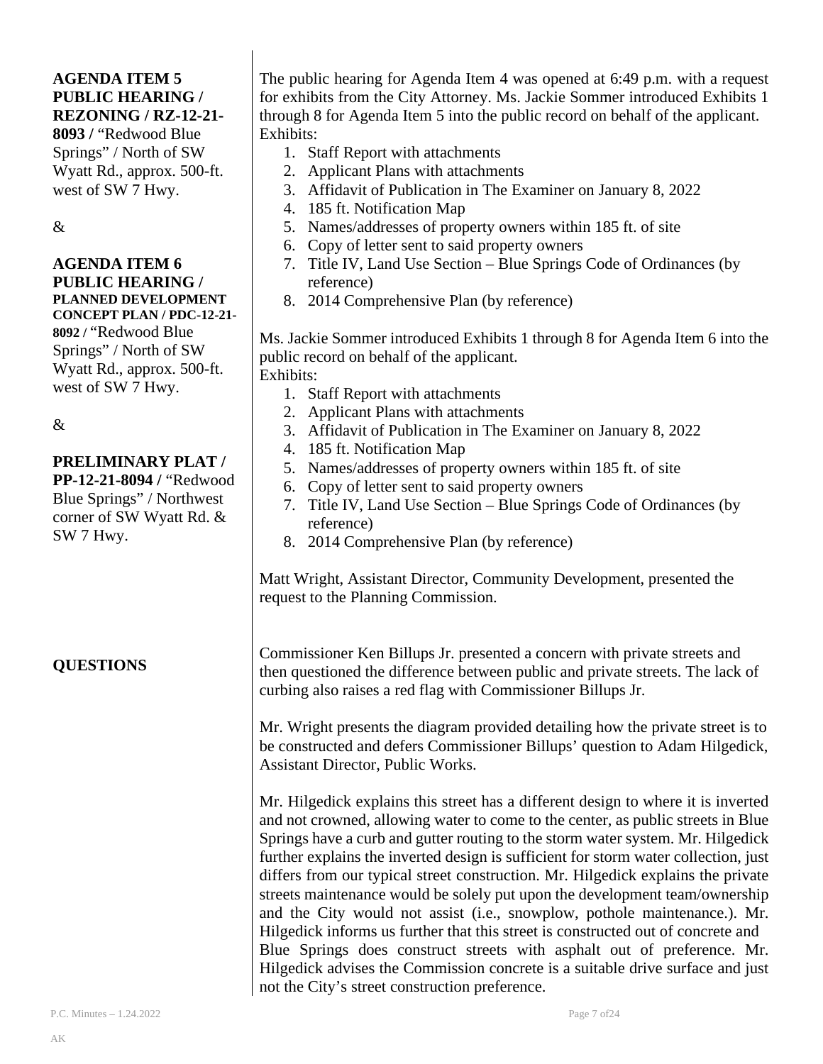**AGENDA ITEM 5 PUBLIC HEARING / REZONING / RZ-12-21-8093 /** "Redwood Blue Springs" / North of SW Wyatt Rd., approx. 500-ft. west of SW 7 Hwy.

&

**AGENDA ITEM 6 PUBLIC HEARING / PLANNED DEVELOPMENT CONCEPT PLAN / PDC-12-21-8092 /** "Redwood Blue Springs" / North of SW Wyatt Rd., approx. 500-ft. west of SW 7 Hwy.

&

**PRELIMINARY PLAT / PP-12-21-8094 /** "Redwood Blue Springs" / Northwest corner of SW Wyatt Rd. & SW 7 Hwy.

The public hearing for Agenda Item 4 was opened at 6:49 p.m. with a request for exhibits from the City Attorney. Ms. Jackie Sommer introduced Exhibits 1 through 8 for Agenda Item 5 into the public record on behalf of the applicant.

Exhibits:

1. Staff Report with attachments
2. Applicant Plans with attachments
3. Affidavit of Publication in The Examiner on January 8, 2022
4. 185 ft. Notification Map
5. Names/addresses of property owners within 185 ft. of site
6. Copy of letter sent to said property owners
7. Title IV, Land Use Section – Blue Springs Code of Ordinances (by reference)
8. 2014 Comprehensive Plan (by reference)

Ms. Jackie Sommer introduced Exhibits 1 through 8 for Agenda Item 6 into the public record on behalf of the applicant.

Exhibits:

1. Staff Report with attachments
2. Applicant Plans with attachments
3. Affidavit of Publication in The Examiner on January 8, 2022
4. 185 ft. Notification Map
5. Names/addresses of property owners within 185 ft. of site
6. Copy of letter sent to said property owners
7. Title IV, Land Use Section – Blue Springs Code of Ordinances (by reference)
8. 2014 Comprehensive Plan (by reference)

Matt Wright, Assistant Director, Community Development, presented the request to the Planning Commission.

**QUESTIONS**

Commissioner Ken Billups Jr. presented a concern with private streets and then questioned the difference between public and private streets. The lack of curbing also raises a red flag with Commissioner Billups Jr.

Mr. Wright presents the diagram provided detailing how the private street is to be constructed and defers Commissioner Billups' question to Adam Hilgedick, Assistant Director, Public Works.

Mr. Hilgedick explains this street has a different design to where it is inverted and not crowned, allowing water to come to the center, as public streets in Blue Springs have a curb and gutter routing to the storm water system. Mr. Hilgedick further explains the inverted design is sufficient for storm water collection, just differs from our typical street construction. Mr. Hilgedick explains the private streets maintenance would be solely put upon the development team/ownership and the City would not assist (i.e., snowplow, pothole maintenance.). Mr. Hilgedick informs us further that this street is constructed out of concrete and Blue Springs does construct streets with asphalt out of preference. Mr. Hilgedick advises the Commission concrete is a suitable drive surface and just not the City's street construction preference.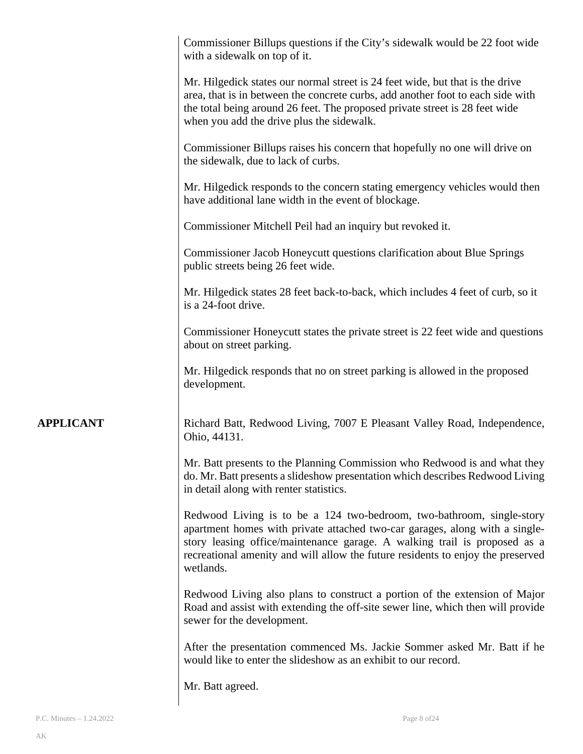Commissioner Billups questions if the City's sidewalk would be 22 foot wide with a sidewalk on top of it.

Mr. Hilgedick states our normal street is 24 feet wide, but that is the drive area, that is in between the concrete curbs, add another foot to each side with the total being around 26 feet. The proposed private street is 28 feet wide when you add the drive plus the sidewalk.

Commissioner Billups raises his concern that hopefully no one will drive on the sidewalk, due to lack of curbs.

Mr. Hilgedick responds to the concern stating emergency vehicles would then have additional lane width in the event of blockage.

Commissioner Mitchell Peil had an inquiry but revoked it.

Commissioner Jacob Honeycutt questions clarification about Blue Springs public streets being 26 feet wide.

Mr. Hilgedick states 28 feet back-to-back, which includes 4 feet of curb, so it is a 24-foot drive.

Commissioner Honeycutt states the private street is 22 feet wide and questions about on street parking.

Mr. Hilgedick responds that no on street parking is allowed in the proposed development.

**APPLICANT**

Richard Batt, Redwood Living, 7007 E Pleasant Valley Road, Independence, Ohio, 44131.

Mr. Batt presents to the Planning Commission who Redwood is and what they do. Mr. Batt presents a slideshow presentation which describes Redwood Living in detail along with renter statistics.

Redwood Living is to be a 124 two-bedroom, two-bathroom, single-story apartment homes with private attached two-car garages, along with a single-story leasing office/maintenance garage. A walking trail is proposed as a recreational amenity and will allow the future residents to enjoy the preserved wetlands.

Redwood Living also plans to construct a portion of the extension of Major Road and assist with extending the off-site sewer line, which then will provide sewer for the development.

After the presentation commenced Ms. Jackie Sommer asked Mr. Batt if he would like to enter the slideshow as an exhibit to our record.

Mr. Batt agreed.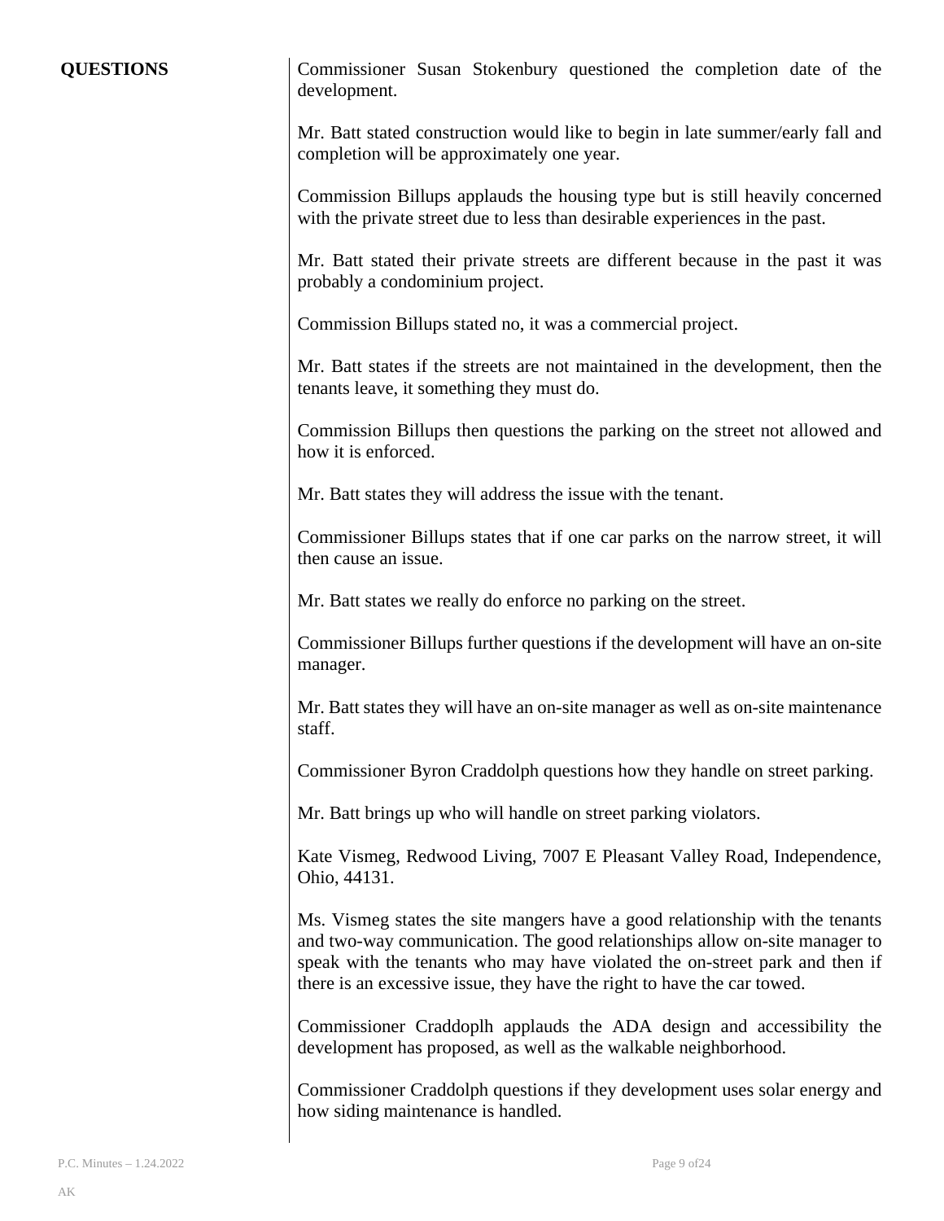**QUESTIONS**

Commissioner Susan Stokenbury questioned the completion date of the development.

Mr. Batt stated construction would like to begin in late summer/early fall and completion will be approximately one year.

Commission Billups applauds the housing type but is still heavily concerned with the private street due to less than desirable experiences in the past.

Mr. Batt stated their private streets are different because in the past it was probably a condominium project.

Commission Billups stated no, it was a commercial project.

Mr. Batt states if the streets are not maintained in the development, then the tenants leave, it something they must do.

Commission Billups then questions the parking on the street not allowed and how it is enforced.

Mr. Batt states they will address the issue with the tenant.

Commissioner Billups states that if one car parks on the narrow street, it will then cause an issue.

Mr. Batt states we really do enforce no parking on the street.

Commissioner Billups further questions if the development will have an on-site manager.

Mr. Batt states they will have an on-site manager as well as on-site maintenance staff.

Commissioner Byron Craddolph questions how they handle on street parking.

Mr. Batt brings up who will handle on street parking violators.

Kate Vismeg, Redwood Living, 7007 E Pleasant Valley Road, Independence, Ohio, 44131.

Ms. Vismeg states the site mangers have a good relationship with the tenants and two-way communication. The good relationships allow on-site manager to speak with the tenants who may have violated the on-street park and then if there is an excessive issue, they have the right to have the car towed.

Commissioner Craddoplh applauds the ADA design and accessibility the development has proposed, as well as the walkable neighborhood.

Commissioner Craddolph questions if they development uses solar energy and how siding maintenance is handled.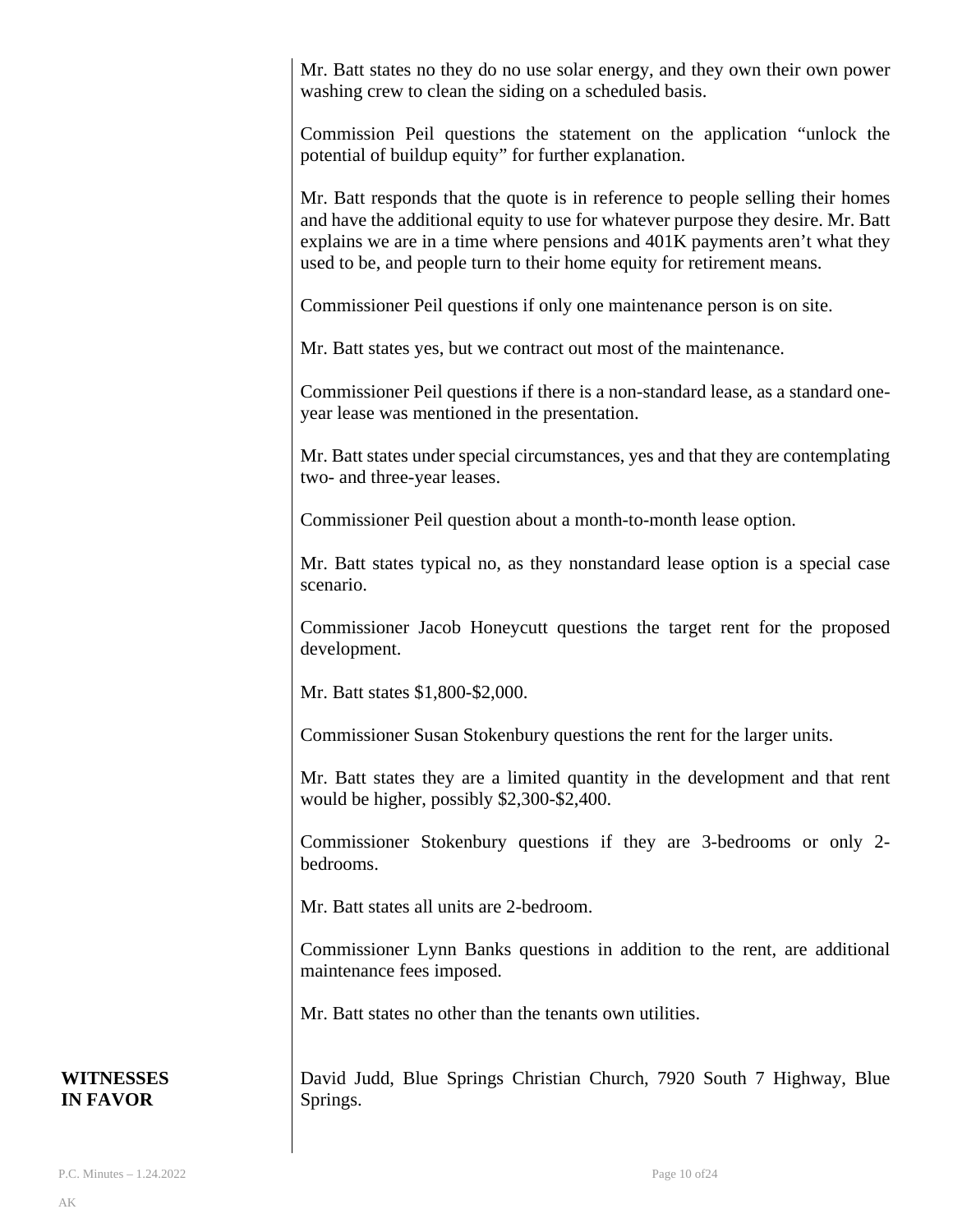Mr. Batt states no they do no use solar energy, and they own their own power washing crew to clean the siding on a scheduled basis.

Commission Peil questions the statement on the application "unlock the potential of buildup equity" for further explanation.

Mr. Batt responds that the quote is in reference to people selling their homes and have the additional equity to use for whatever purpose they desire. Mr. Batt explains we are in a time where pensions and 401K payments aren't what they used to be, and people turn to their home equity for retirement means.

Commissioner Peil questions if only one maintenance person is on site.

Mr. Batt states yes, but we contract out most of the maintenance.

Commissioner Peil questions if there is a non-standard lease, as a standard one-year lease was mentioned in the presentation.

Mr. Batt states under special circumstances, yes and that they are contemplating two- and three-year leases.

Commissioner Peil question about a month-to-month lease option.

Mr. Batt states typical no, as they nonstandard lease option is a special case scenario.

Commissioner Jacob Honeycutt questions the target rent for the proposed development.

Mr. Batt states $1,800-$2,000.

Commissioner Susan Stokenbury questions the rent for the larger units.

Mr. Batt states they are a limited quantity in the development and that rent would be higher, possibly $2,300-$2,400.

Commissioner Stokenbury questions if they are 3-bedrooms or only 2-bedrooms.

Mr. Batt states all units are 2-bedroom.

Commissioner Lynn Banks questions in addition to the rent, are additional maintenance fees imposed.

Mr. Batt states no other than the tenants own utilities.

**WITNESSES IN FAVOR**

David Judd, Blue Springs Christian Church, 7920 South 7 Highway, Blue Springs.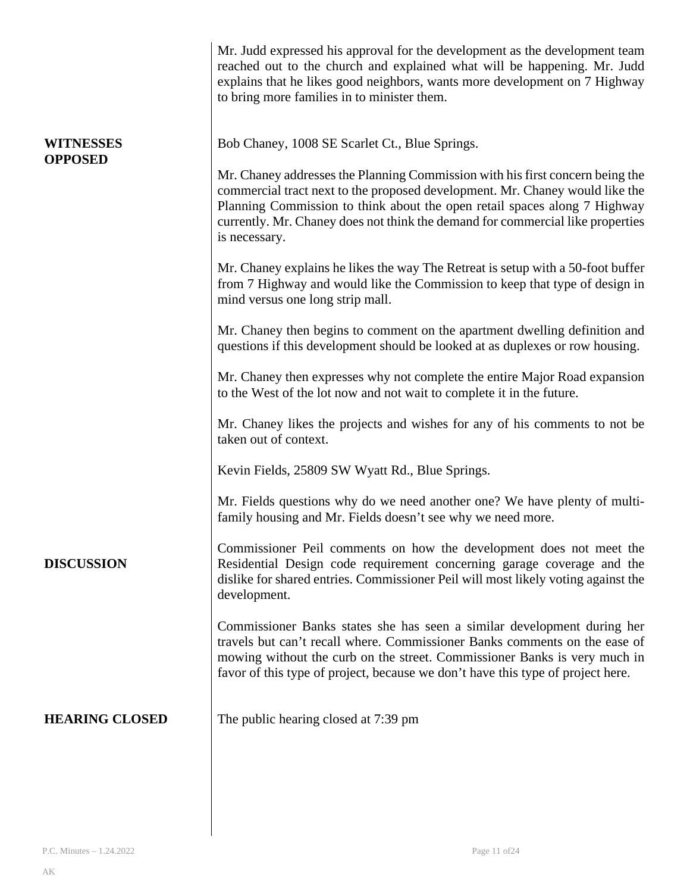Mr. Judd expressed his approval for the development as the development team reached out to the church and explained what will be happening. Mr. Judd explains that he likes good neighbors, wants more development on 7 Highway to bring more families in to minister them.

**WITNESSES OPPOSED**

Bob Chaney, 1008 SE Scarlet Ct., Blue Springs.

Mr. Chaney addresses the Planning Commission with his first concern being the commercial tract next to the proposed development. Mr. Chaney would like the Planning Commission to think about the open retail spaces along 7 Highway currently. Mr. Chaney does not think the demand for commercial like properties is necessary.

Mr. Chaney explains he likes the way The Retreat is setup with a 50-foot buffer from 7 Highway and would like the Commission to keep that type of design in mind versus one long strip mall.

Mr. Chaney then begins to comment on the apartment dwelling definition and questions if this development should be looked at as duplexes or row housing.

Mr. Chaney then expresses why not complete the entire Major Road expansion to the West of the lot now and not wait to complete it in the future.

Mr. Chaney likes the projects and wishes for any of his comments to not be taken out of context.

Kevin Fields, 25809 SW Wyatt Rd., Blue Springs.

Mr. Fields questions why do we need another one? We have plenty of multi-family housing and Mr. Fields doesn't see why we need more.

**DISCUSSION**

Commissioner Peil comments on how the development does not meet the Residential Design code requirement concerning garage coverage and the dislike for shared entries. Commissioner Peil will most likely voting against the development.

Commissioner Banks states she has seen a similar development during her travels but can't recall where. Commissioner Banks comments on the ease of mowing without the curb on the street. Commissioner Banks is very much in favor of this type of project, because we don't have this type of project here.

**HEARING CLOSED**

The public hearing closed at 7:39 pm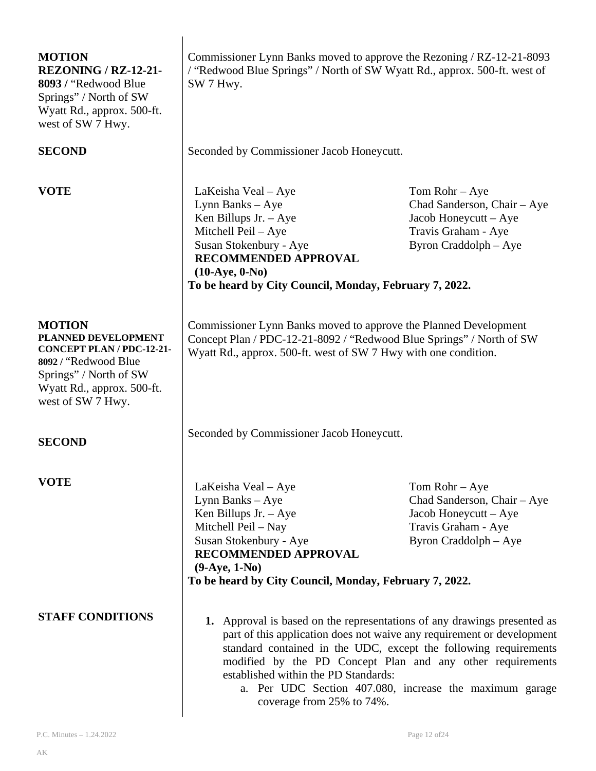**MOTION**
**REZONING / RZ-12-21-8093 /** "Redwood Blue Springs" / North of SW Wyatt Rd., approx. 500-ft. west of SW 7 Hwy.

Commissioner Lynn Banks moved to approve the Rezoning / RZ-12-21-8093 / "Redwood Blue Springs" / North of SW Wyatt Rd., approx. 500-ft. west of SW 7 Hwy.

**SECOND**

Seconded by Commissioner Jacob Honeycutt.

**VOTE**

LaKeisha Veal – Aye
Lynn Banks – Aye
Ken Billups Jr. – Aye
Mitchell Peil – Aye
Susan Stokenbury - Aye
Tom Rohr – Aye
Chad Sanderson, Chair – Aye
Jacob Honeycutt – Aye
Travis Graham - Aye
Byron Craddolph – Aye

**RECOMMENDED APPROVAL**
**(10-Aye, 0-No)**
**To be heard by City Council, Monday, February 7, 2022.**

**MOTION**
**PLANNED DEVELOPMENT CONCEPT PLAN / PDC-12-21-8092 /** "Redwood Blue Springs" / North of SW Wyatt Rd., approx. 500-ft. west of SW 7 Hwy.

Commissioner Lynn Banks moved to approve the Planned Development Concept Plan / PDC-12-21-8092 / "Redwood Blue Springs" / North of SW Wyatt Rd., approx. 500-ft. west of SW 7 Hwy with one condition.

**SECOND**

Seconded by Commissioner Jacob Honeycutt.

**VOTE**

LaKeisha Veal – Aye
Lynn Banks – Aye
Ken Billups Jr. – Aye
Mitchell Peil – Nay
Susan Stokenbury - Aye
Tom Rohr – Aye
Chad Sanderson, Chair – Aye
Jacob Honeycutt – Aye
Travis Graham - Aye
Byron Craddolph – Aye

**RECOMMENDED APPROVAL**
**(9-Aye, 1-No)**
**To be heard by City Council, Monday, February 7, 2022.**

**STAFF CONDITIONS**

1. Approval is based on the representations of any drawings presented as part of this application does not waive any requirement or development standard contained in the UDC, except the following requirements modified by the PD Concept Plan and any other requirements established within the PD Standards:
   a. Per UDC Section 407.080, increase the maximum garage coverage from 25% to 74%.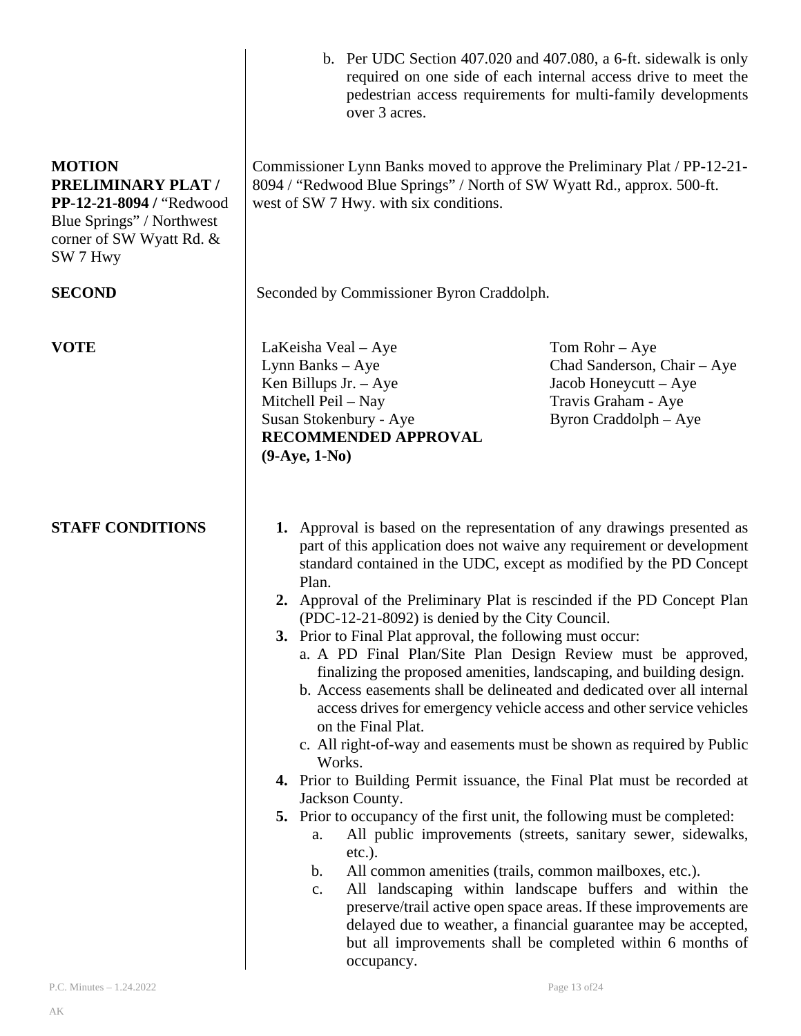b. Per UDC Section 407.020 and 407.080, a 6-ft. sidewalk is only required on one side of each internal access drive to meet the pedestrian access requirements for multi-family developments over 3 acres.

**MOTION PRELIMINARY PLAT / PP-12-21-8094 /** "Redwood Blue Springs" / Northwest corner of SW Wyatt Rd. & SW 7 Hwy

Commissioner Lynn Banks moved to approve the Preliminary Plat / PP-12-21-8094 / "Redwood Blue Springs" / North of SW Wyatt Rd., approx. 500-ft. west of SW 7 Hwy. with six conditions.

**SECOND**

Seconded by Commissioner Byron Craddolph.

**VOTE**

LaKeisha Veal – Aye
Lynn Banks – Aye
Ken Billups Jr. – Aye
Mitchell Peil – Nay
Susan Stokenbury - Aye
Tom Rohr – Aye
Chad Sanderson, Chair – Aye
Jacob Honeycutt – Aye
Travis Graham - Aye
Byron Craddolph – Aye

**RECOMMENDED APPROVAL (9-Aye, 1-No)**

**STAFF CONDITIONS**

1. Approval is based on the representation of any drawings presented as part of this application does not waive any requirement or development standard contained in the UDC, except as modified by the PD Concept Plan.
2. Approval of the Preliminary Plat is rescinded if the PD Concept Plan (PDC-12-21-8092) is denied by the City Council.
3. Prior to Final Plat approval, the following must occur:
   a. A PD Final Plan/Site Plan Design Review must be approved, finalizing the proposed amenities, landscaping, and building design.
   b. Access easements shall be delineated and dedicated over all internal access drives for emergency vehicle access and other service vehicles on the Final Plat.
   c. All right-of-way and easements must be shown as required by Public Works.
4. Prior to Building Permit issuance, the Final Plat must be recorded at Jackson County.
5. Prior to occupancy of the first unit, the following must be completed:
   a. All public improvements (streets, sanitary sewer, sidewalks, etc.).
   b. All common amenities (trails, common mailboxes, etc.).
   c. All landscaping within landscape buffers and within the preserve/trail active open space areas. If these improvements are delayed due to weather, a financial guarantee may be accepted, but all improvements shall be completed within 6 months of occupancy.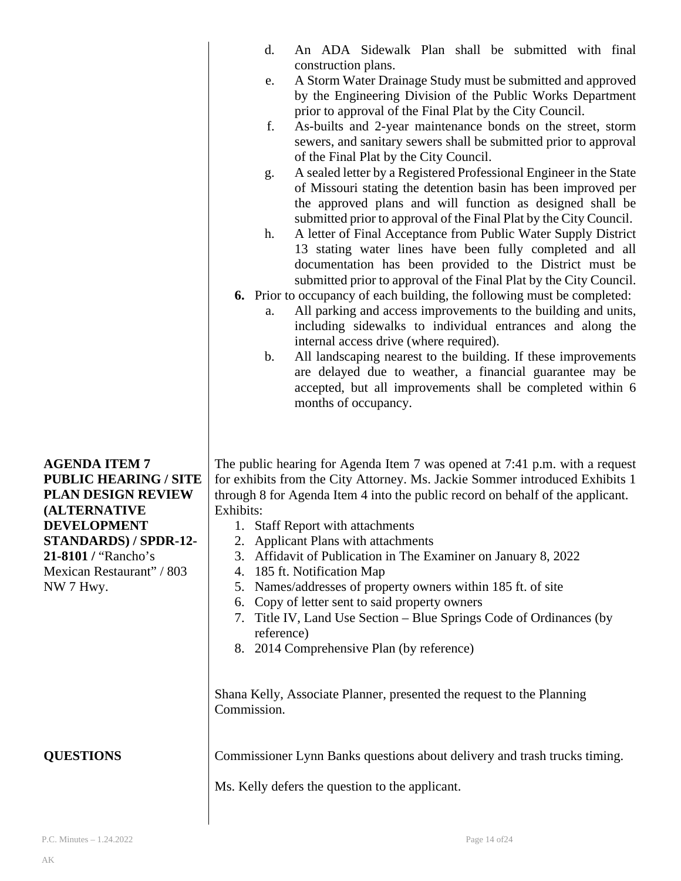d. An ADA Sidewalk Plan shall be submitted with final construction plans.
e. A Storm Water Drainage Study must be submitted and approved by the Engineering Division of the Public Works Department prior to approval of the Final Plat by the City Council.
f. As-builts and 2-year maintenance bonds on the street, storm sewers, and sanitary sewers shall be submitted prior to approval of the Final Plat by the City Council.
g. A sealed letter by a Registered Professional Engineer in the State of Missouri stating the detention basin has been improved per the approved plans and will function as designed shall be submitted prior to approval of the Final Plat by the City Council.
h. A letter of Final Acceptance from Public Water Supply District 13 stating water lines have been fully completed and all documentation has been provided to the District must be submitted prior to approval of the Final Plat by the City Council.

**6.** Prior to occupancy of each building, the following must be completed:

a. All parking and access improvements to the building and units, including sidewalks to individual entrances and along the internal access drive (where required).
b. All landscaping nearest to the building. If these improvements are delayed due to weather, a financial guarantee may be accepted, but all improvements shall be completed within 6 months of occupancy.

**AGENDA ITEM 7 PUBLIC HEARING / SITE PLAN DESIGN REVIEW (ALTERNATIVE DEVELOPMENT STANDARDS) / SPDR-12-21-8101 /** "Rancho's Mexican Restaurant" / 803 NW 7 Hwy.

The public hearing for Agenda Item 7 was opened at 7:41 p.m. with a request for exhibits from the City Attorney. Ms. Jackie Sommer introduced Exhibits 1 through 8 for Agenda Item 4 into the public record on behalf of the applicant. Exhibits:

1. Staff Report with attachments
2. Applicant Plans with attachments
3. Affidavit of Publication in The Examiner on January 8, 2022
4. 185 ft. Notification Map
5. Names/addresses of property owners within 185 ft. of site
6. Copy of letter sent to said property owners
7. Title IV, Land Use Section – Blue Springs Code of Ordinances (by reference)
8. 2014 Comprehensive Plan (by reference)

Shana Kelly, Associate Planner, presented the request to the Planning Commission.

**QUESTIONS**

Commissioner Lynn Banks questions about delivery and trash trucks timing.

Ms. Kelly defers the question to the applicant.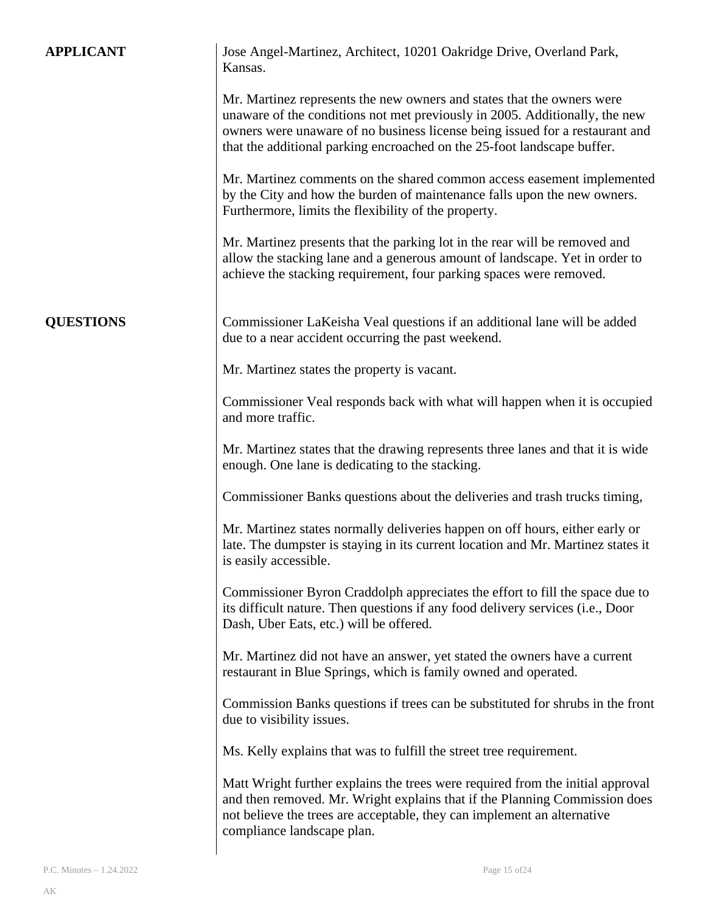**APPLICANT**

Jose Angel-Martinez, Architect, 10201 Oakridge Drive, Overland Park, Kansas.

Mr. Martinez represents the new owners and states that the owners were unaware of the conditions not met previously in 2005. Additionally, the new owners were unaware of no business license being issued for a restaurant and that the additional parking encroached on the 25-foot landscape buffer.

Mr. Martinez comments on the shared common access easement implemented by the City and how the burden of maintenance falls upon the new owners. Furthermore, limits the flexibility of the property.

Mr. Martinez presents that the parking lot in the rear will be removed and allow the stacking lane and a generous amount of landscape. Yet in order to achieve the stacking requirement, four parking spaces were removed.

**QUESTIONS**

Commissioner LaKeisha Veal questions if an additional lane will be added due to a near accident occurring the past weekend.

Mr. Martinez states the property is vacant.

Commissioner Veal responds back with what will happen when it is occupied and more traffic.

Mr. Martinez states that the drawing represents three lanes and that it is wide enough. One lane is dedicating to the stacking.

Commissioner Banks questions about the deliveries and trash trucks timing,

Mr. Martinez states normally deliveries happen on off hours, either early or late. The dumpster is staying in its current location and Mr. Martinez states it is easily accessible.

Commissioner Byron Craddolph appreciates the effort to fill the space due to its difficult nature. Then questions if any food delivery services (i.e., Door Dash, Uber Eats, etc.) will be offered.

Mr. Martinez did not have an answer, yet stated the owners have a current restaurant in Blue Springs, which is family owned and operated.

Commission Banks questions if trees can be substituted for shrubs in the front due to visibility issues.

Ms. Kelly explains that was to fulfill the street tree requirement.

Matt Wright further explains the trees were required from the initial approval and then removed. Mr. Wright explains that if the Planning Commission does not believe the trees are acceptable, they can implement an alternative compliance landscape plan.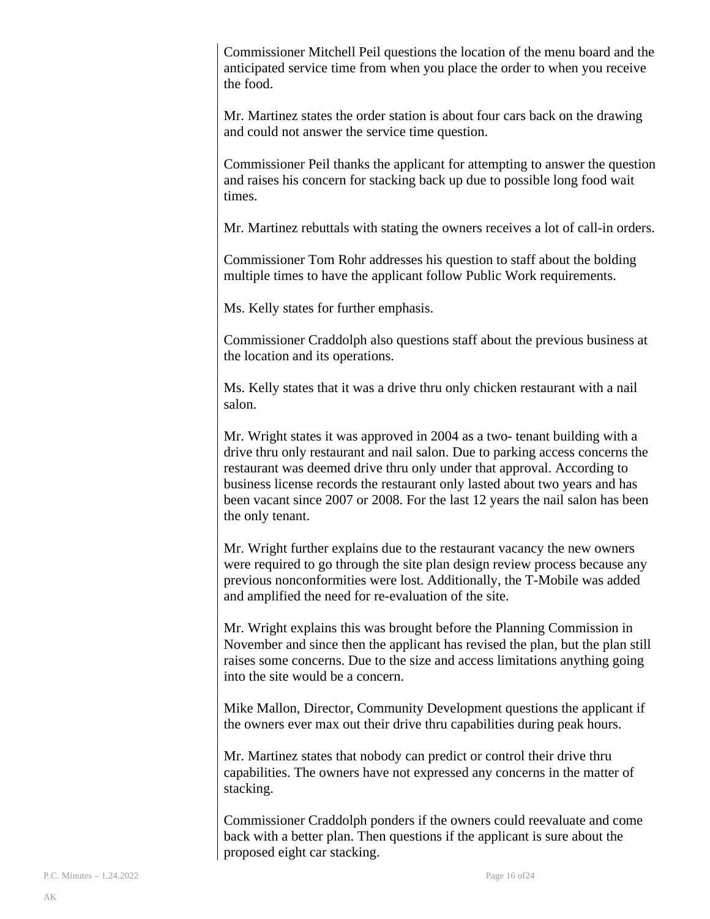Commissioner Mitchell Peil questions the location of the menu board and the anticipated service time from when you place the order to when you receive the food.

Mr. Martinez states the order station is about four cars back on the drawing and could not answer the service time question.

Commissioner Peil thanks the applicant for attempting to answer the question and raises his concern for stacking back up due to possible long food wait times.

Mr. Martinez rebuttals with stating the owners receives a lot of call-in orders.

Commissioner Tom Rohr addresses his question to staff about the bolding multiple times to have the applicant follow Public Work requirements.

Ms. Kelly states for further emphasis.

Commissioner Craddolph also questions staff about the previous business at the location and its operations.

Ms. Kelly states that it was a drive thru only chicken restaurant with a nail salon.

Mr. Wright states it was approved in 2004 as a two- tenant building with a drive thru only restaurant and nail salon. Due to parking access concerns the restaurant was deemed drive thru only under that approval. According to business license records the restaurant only lasted about two years and has been vacant since 2007 or 2008. For the last 12 years the nail salon has been the only tenant.

Mr. Wright further explains due to the restaurant vacancy the new owners were required to go through the site plan design review process because any previous nonconformities were lost. Additionally, the T-Mobile was added and amplified the need for re-evaluation of the site.

Mr. Wright explains this was brought before the Planning Commission in November and since then the applicant has revised the plan, but the plan still raises some concerns. Due to the size and access limitations anything going into the site would be a concern.

Mike Mallon, Director, Community Development questions the applicant if the owners ever max out their drive thru capabilities during peak hours.

Mr. Martinez states that nobody can predict or control their drive thru capabilities. The owners have not expressed any concerns in the matter of stacking.

Commissioner Craddolph ponders if the owners could reevaluate and come back with a better plan. Then questions if the applicant is sure about the proposed eight car stacking.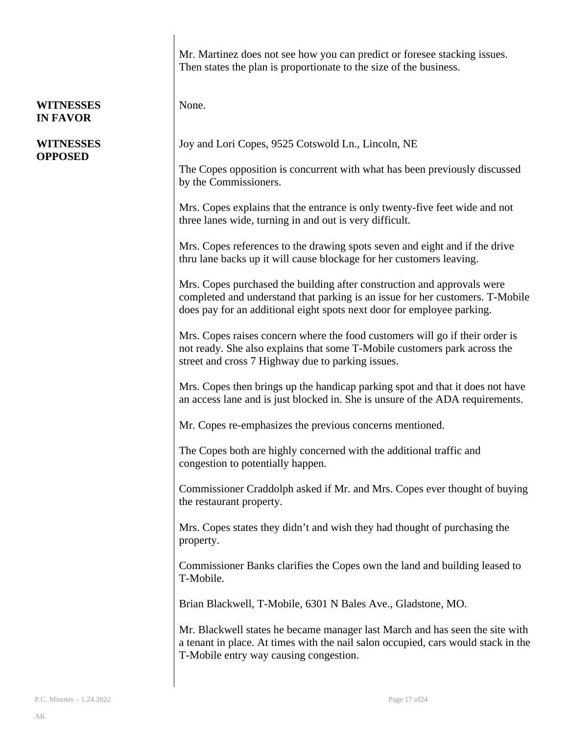Mr. Martinez does not see how you can predict or foresee stacking issues. Then states the plan is proportionate to the size of the business.

**WITNESSES IN FAVOR**

None.

**WITNESSES OPPOSED**

Joy and Lori Copes, 9525 Cotswold Ln., Lincoln, NE

The Copes opposition is concurrent with what has been previously discussed by the Commissioners.

Mrs. Copes explains that the entrance is only twenty-five feet wide and not three lanes wide, turning in and out is very difficult.

Mrs. Copes references to the drawing spots seven and eight and if the drive thru lane backs up it will cause blockage for her customers leaving.

Mrs. Copes purchased the building after construction and approvals were completed and understand that parking is an issue for her customers. T-Mobile does pay for an additional eight spots next door for employee parking.

Mrs. Copes raises concern where the food customers will go if their order is not ready. She also explains that some T-Mobile customers park across the street and cross 7 Highway due to parking issues.

Mrs. Copes then brings up the handicap parking spot and that it does not have an access lane and is just blocked in. She is unsure of the ADA requirements.

Mr. Copes re-emphasizes the previous concerns mentioned.

The Copes both are highly concerned with the additional traffic and congestion to potentially happen.

Commissioner Craddolph asked if Mr. and Mrs. Copes ever thought of buying the restaurant property.

Mrs. Copes states they didn't and wish they had thought of purchasing the property.

Commissioner Banks clarifies the Copes own the land and building leased to T-Mobile.

Brian Blackwell, T-Mobile, 6301 N Bales Ave., Gladstone, MO.

Mr. Blackwell states he became manager last March and has seen the site with a tenant in place. At times with the nail salon occupied, cars would stack in the T-Mobile entry way causing congestion.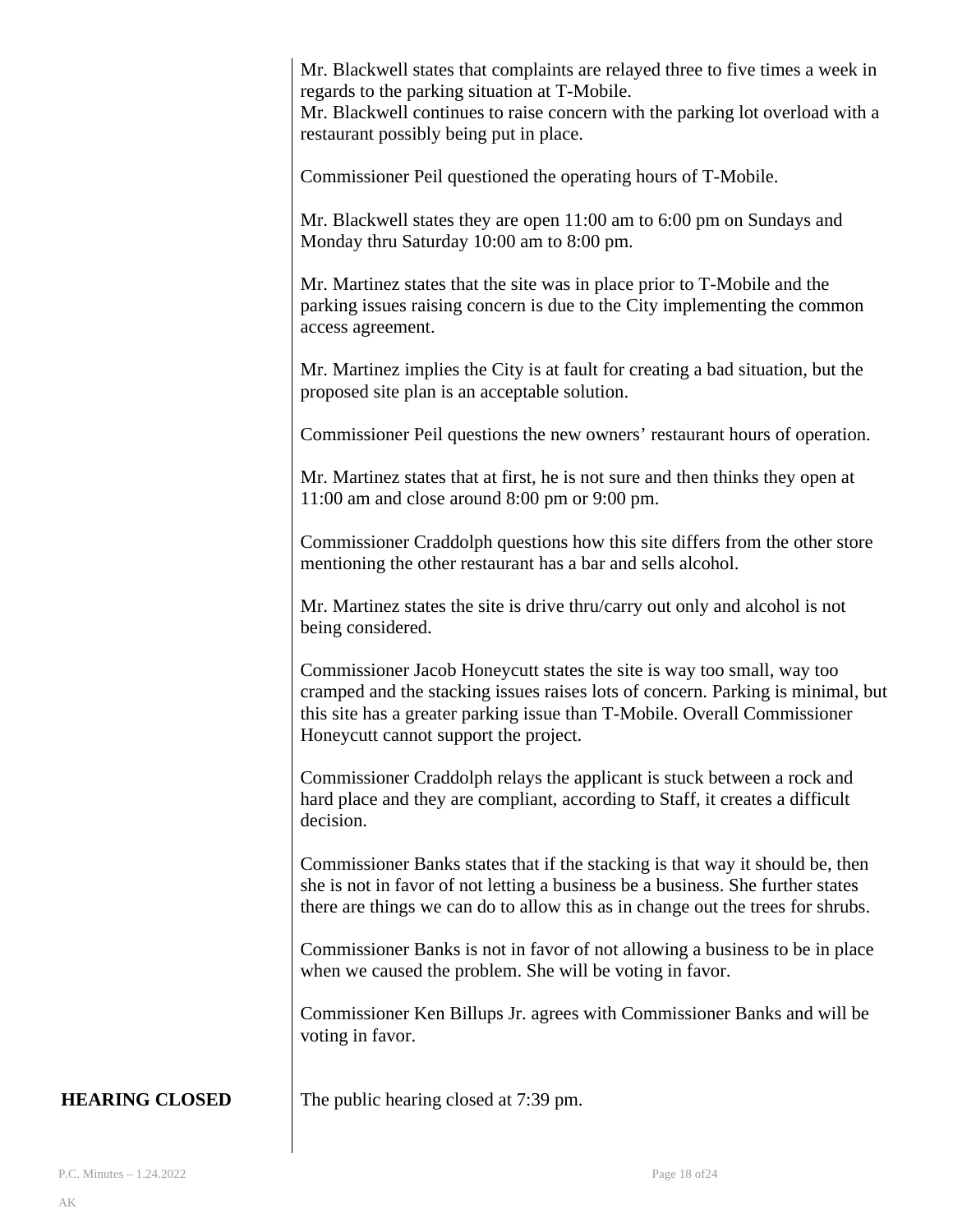Mr. Blackwell states that complaints are relayed three to five times a week in regards to the parking situation at T-Mobile.
Mr. Blackwell continues to raise concern with the parking lot overload with a restaurant possibly being put in place.

Commissioner Peil questioned the operating hours of T-Mobile.

Mr. Blackwell states they are open 11:00 am to 6:00 pm on Sundays and Monday thru Saturday 10:00 am to 8:00 pm.

Mr. Martinez states that the site was in place prior to T-Mobile and the parking issues raising concern is due to the City implementing the common access agreement.

Mr. Martinez implies the City is at fault for creating a bad situation, but the proposed site plan is an acceptable solution.

Commissioner Peil questions the new owners' restaurant hours of operation.

Mr. Martinez states that at first, he is not sure and then thinks they open at 11:00 am and close around 8:00 pm or 9:00 pm.

Commissioner Craddolph questions how this site differs from the other store mentioning the other restaurant has a bar and sells alcohol.

Mr. Martinez states the site is drive thru/carry out only and alcohol is not being considered.

Commissioner Jacob Honeycutt states the site is way too small, way too cramped and the stacking issues raises lots of concern. Parking is minimal, but this site has a greater parking issue than T-Mobile. Overall Commissioner Honeycutt cannot support the project.

Commissioner Craddolph relays the applicant is stuck between a rock and hard place and they are compliant, according to Staff, it creates a difficult decision.

Commissioner Banks states that if the stacking is that way it should be, then she is not in favor of not letting a business be a business. She further states there are things we can do to allow this as in change out the trees for shrubs.

Commissioner Banks is not in favor of not allowing a business to be in place when we caused the problem. She will be voting in favor.

Commissioner Ken Billups Jr. agrees with Commissioner Banks and will be voting in favor.

**HEARING CLOSED**

The public hearing closed at 7:39 pm.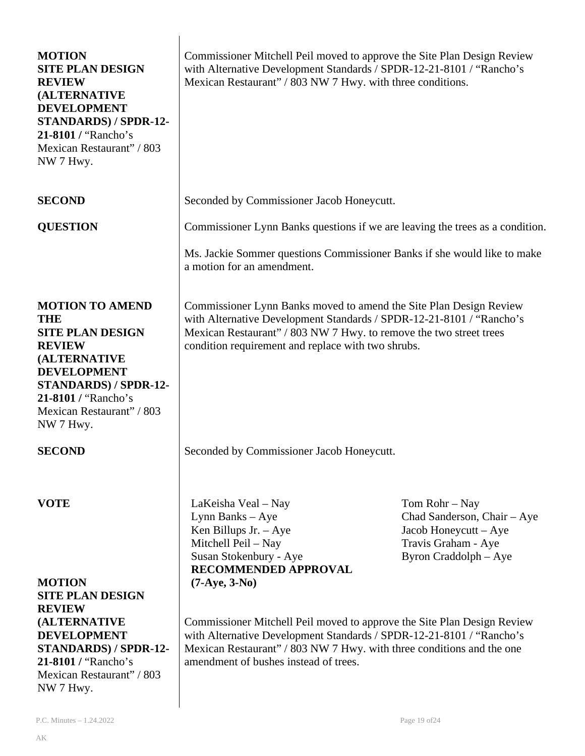**MOTION SITE PLAN DESIGN REVIEW (ALTERNATIVE DEVELOPMENT STANDARDS) / SPDR-12-21-8101 /** "Rancho's Mexican Restaurant" / 803 NW 7 Hwy.

Commissioner Mitchell Peil moved to approve the Site Plan Design Review with Alternative Development Standards / SPDR-12-21-8101 / "Rancho's Mexican Restaurant" / 803 NW 7 Hwy. with three conditions.

**SECOND**

Seconded by Commissioner Jacob Honeycutt.

**QUESTION**

Commissioner Lynn Banks questions if we are leaving the trees as a condition.

Ms. Jackie Sommer questions Commissioner Banks if she would like to make a motion for an amendment.

**MOTION TO AMEND THE SITE PLAN DESIGN REVIEW (ALTERNATIVE DEVELOPMENT STANDARDS) / SPDR-12-21-8101 /** "Rancho's Mexican Restaurant" / 803 NW 7 Hwy.

Commissioner Lynn Banks moved to amend the Site Plan Design Review with Alternative Development Standards / SPDR-12-21-8101 / "Rancho's Mexican Restaurant" / 803 NW 7 Hwy. to remove the two street trees condition requirement and replace with two shrubs.

**SECOND**

Seconded by Commissioner Jacob Honeycutt.

**VOTE**

LaKeisha Veal – Nay
Lynn Banks – Aye
Ken Billups Jr. – Aye
Mitchell Peil – Nay
Susan Stokenbury - Aye
Tom Rohr – Nay
Chad Sanderson, Chair – Aye
Jacob Honeycutt – Aye
Travis Graham - Aye
Byron Craddolph – Aye

**RECOMMENDED APPROVAL (7-Aye, 3-No)**

**MOTION SITE PLAN DESIGN REVIEW (ALTERNATIVE DEVELOPMENT STANDARDS) / SPDR-12-21-8101 /** "Rancho's Mexican Restaurant" / 803 NW 7 Hwy.

Commissioner Mitchell Peil moved to approve the Site Plan Design Review with Alternative Development Standards / SPDR-12-21-8101 / "Rancho's Mexican Restaurant" / 803 NW 7 Hwy. with three conditions and the one amendment of bushes instead of trees.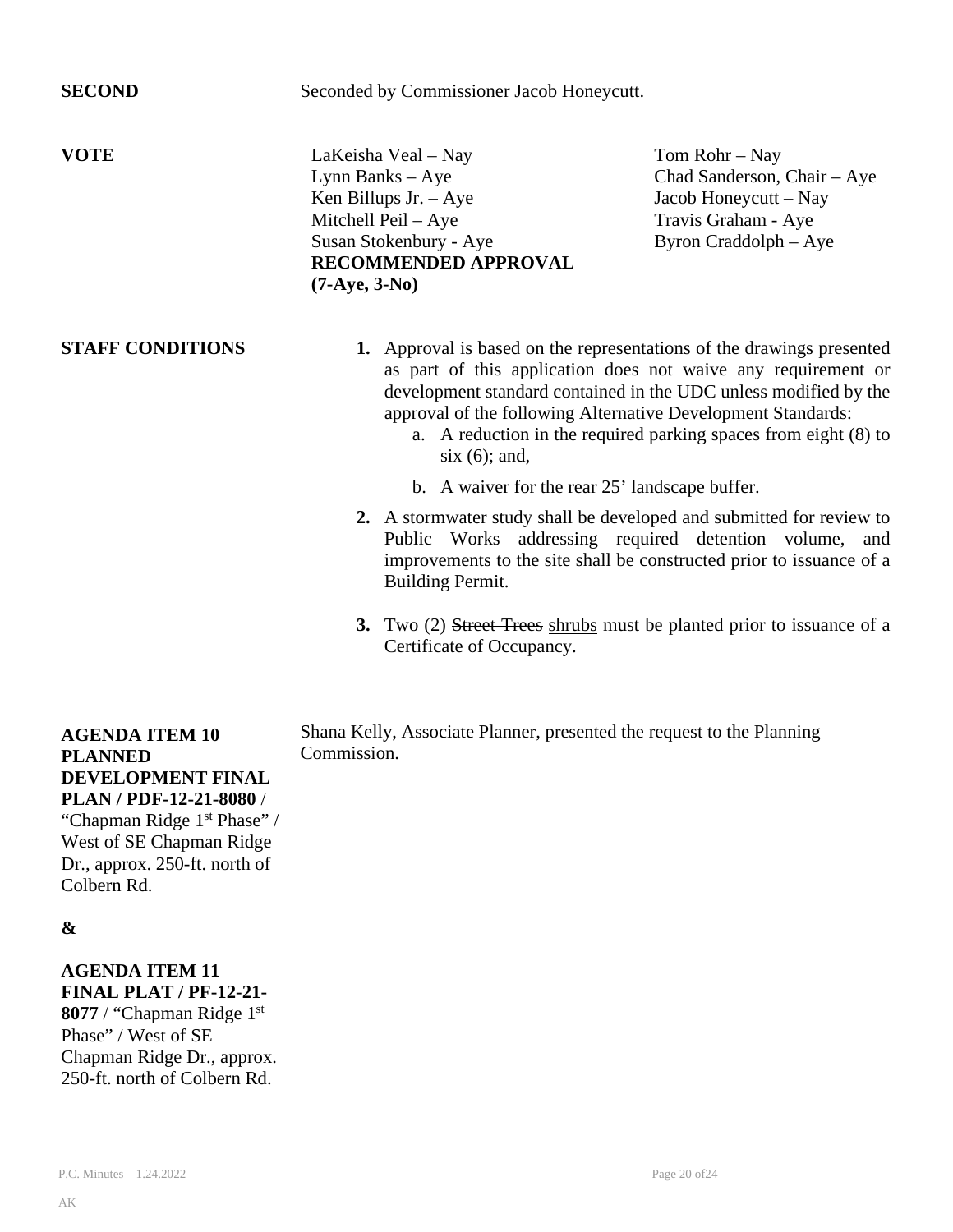**SECOND**

Seconded by Commissioner Jacob Honeycutt.

**VOTE**

LaKeisha Veal – Nay
Lynn Banks – Aye
Ken Billups Jr. – Aye
Mitchell Peil – Aye
Susan Stokenbury - Aye
Tom Rohr – Nay
Chad Sanderson, Chair – Aye
Jacob Honeycutt – Nay
Travis Graham - Aye
Byron Craddolph – Aye

**RECOMMENDED APPROVAL (7-Aye, 3-No)**

**STAFF CONDITIONS**

1. Approval is based on the representations of the drawings presented as part of this application does not waive any requirement or development standard contained in the UDC unless modified by the approval of the following Alternative Development Standards:
   a. A reduction in the required parking spaces from eight (8) to six (6); and,
   b. A waiver for the rear 25' landscape buffer.
2. A stormwater study shall be developed and submitted for review to Public Works addressing required detention volume, and improvements to the site shall be constructed prior to issuance of a Building Permit.
3. Two (2) ~~Street Trees~~ <u>shrubs</u> must be planted prior to issuance of a Certificate of Occupancy.

**AGENDA ITEM 10 PLANNED DEVELOPMENT FINAL PLAN / PDF-12-21-8080** / "Chapman Ridge 1st Phase" / West of SE Chapman Ridge Dr., approx. 250-ft. north of Colbern Rd.

**&**

**AGENDA ITEM 11 FINAL PLAT / PF-12-21-8077** / "Chapman Ridge 1st Phase" / West of SE Chapman Ridge Dr., approx. 250-ft. north of Colbern Rd.

Shana Kelly, Associate Planner, presented the request to the Planning Commission.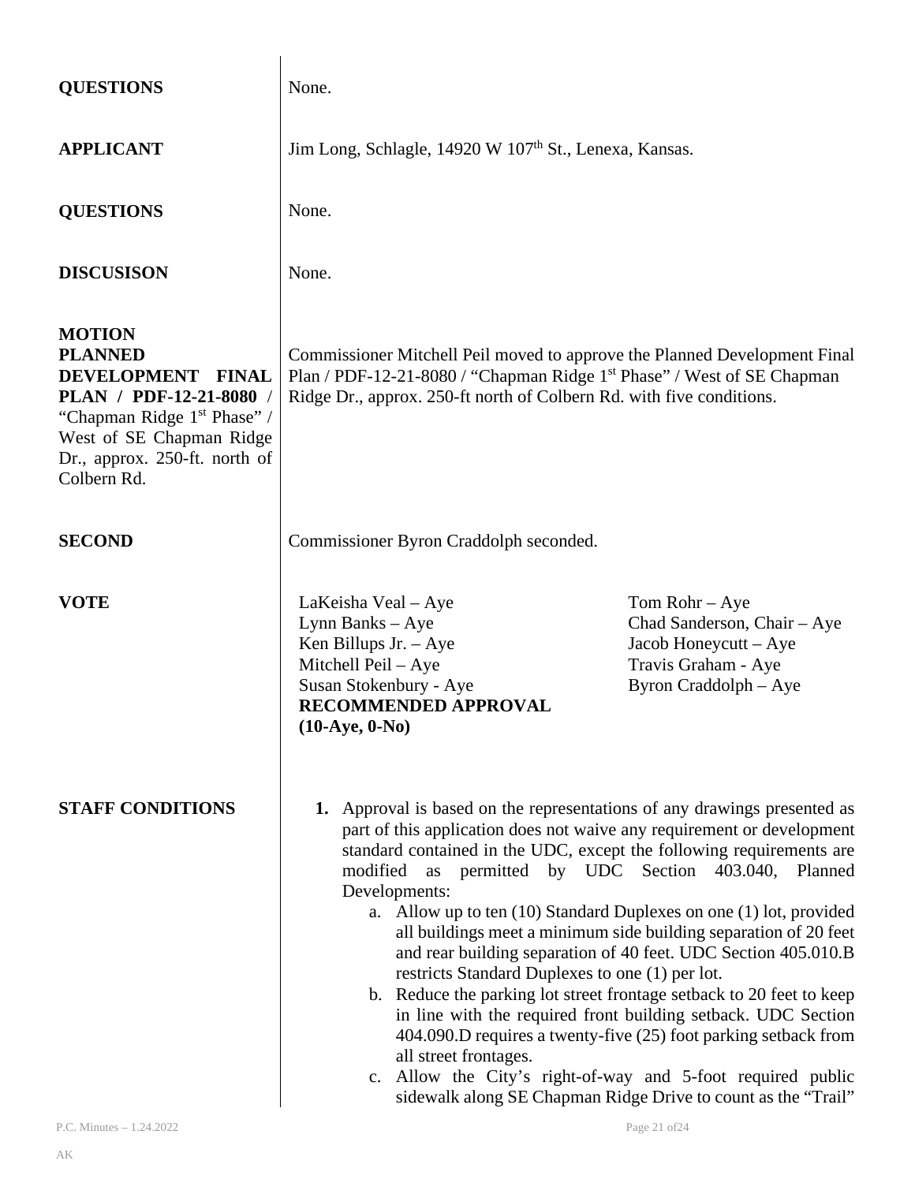**QUESTIONS**

None.

**APPLICANT**

Jim Long, Schlagle, 14920 W 107th St., Lenexa, Kansas.

**QUESTIONS**

None.

**DISCUSISON**

None.

**MOTION PLANNED DEVELOPMENT FINAL PLAN / PDF-12-21-8080 /** "Chapman Ridge 1st Phase" / West of SE Chapman Ridge Dr., approx. 250-ft. north of Colbern Rd.

Commissioner Mitchell Peil moved to approve the Planned Development Final Plan / PDF-12-21-8080 / "Chapman Ridge 1st Phase" / West of SE Chapman Ridge Dr., approx. 250-ft north of Colbern Rd. with five conditions.

**SECOND**

Commissioner Byron Craddolph seconded.

**VOTE**

LaKeisha Veal – Aye
Lynn Banks – Aye
Ken Billups Jr. – Aye
Mitchell Peil – Aye
Susan Stokenbury - Aye
Tom Rohr – Aye
Chad Sanderson, Chair – Aye
Jacob Honeycutt – Aye
Travis Graham - Aye
Byron Craddolph – Aye

**RECOMMENDED APPROVAL (10-Aye, 0-No)**

**STAFF CONDITIONS**

1. Approval is based on the representations of any drawings presented as part of this application does not waive any requirement or development standard contained in the UDC, except the following requirements are modified as permitted by UDC Section 403.040, Planned Developments:
   a. Allow up to ten (10) Standard Duplexes on one (1) lot, provided all buildings meet a minimum side building separation of 20 feet and rear building separation of 40 feet. UDC Section 405.010.B restricts Standard Duplexes to one (1) per lot.
   b. Reduce the parking lot street frontage setback to 20 feet to keep in line with the required front building setback. UDC Section 404.090.D requires a twenty-five (25) foot parking setback from all street frontages.
   c. Allow the City's right-of-way and 5-foot required public sidewalk along SE Chapman Ridge Drive to count as the "Trail"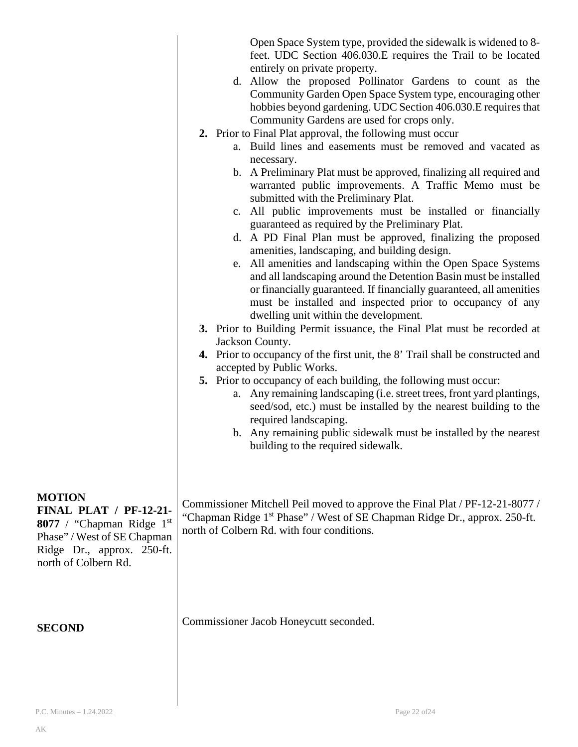Open Space System type, provided the sidewalk is widened to 8-feet. UDC Section 406.030.E requires the Trail to be located entirely on private property.

   d. Allow the proposed Pollinator Gardens to count as the Community Garden Open Space System type, encouraging other hobbies beyond gardening. UDC Section 406.030.E requires that Community Gardens are used for crops only.

2. Prior to Final Plat approval, the following must occur
   a. Build lines and easements must be removed and vacated as necessary.
   b. A Preliminary Plat must be approved, finalizing all required and warranted public improvements. A Traffic Memo must be submitted with the Preliminary Plat.
   c. All public improvements must be installed or financially guaranteed as required by the Preliminary Plat.
   d. A PD Final Plan must be approved, finalizing the proposed amenities, landscaping, and building design.
   e. All amenities and landscaping within the Open Space Systems and all landscaping around the Detention Basin must be installed or financially guaranteed. If financially guaranteed, all amenities must be installed and inspected prior to occupancy of any dwelling unit within the development.
3. Prior to Building Permit issuance, the Final Plat must be recorded at Jackson County.
4. Prior to occupancy of the first unit, the 8' Trail shall be constructed and accepted by Public Works.
5. Prior to occupancy of each building, the following must occur:
   a. Any remaining landscaping (i.e. street trees, front yard plantings, seed/sod, etc.) must be installed by the nearest building to the required landscaping.
   b. Any remaining public sidewalk must be installed by the nearest building to the required sidewalk.

**MOTION**
**FINAL PLAT / PF-12-21-8077** / "Chapman Ridge 1st Phase" / West of SE Chapman Ridge Dr., approx. 250-ft. north of Colbern Rd.

Commissioner Mitchell Peil moved to approve the Final Plat / PF-12-21-8077 / "Chapman Ridge 1st Phase" / West of SE Chapman Ridge Dr., approx. 250-ft. north of Colbern Rd. with four conditions.

**SECOND**

Commissioner Jacob Honeycutt seconded.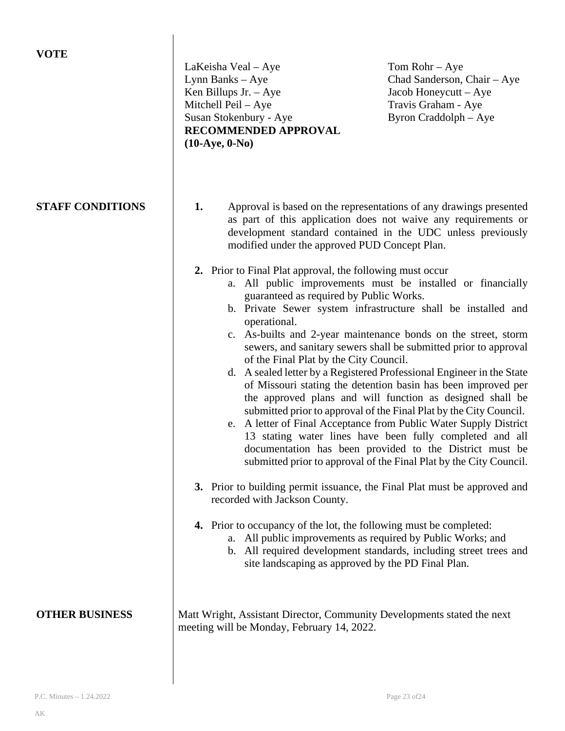**VOTE**

LaKeisha Veal – Aye
Lynn Banks – Aye
Ken Billups Jr. – Aye
Mitchell Peil – Aye
Susan Stokenbury - Aye
Tom Rohr – Aye
Chad Sanderson, Chair – Aye
Jacob Honeycutt – Aye
Travis Graham - Aye
Byron Craddolph – Aye

**RECOMMENDED APPROVAL**
**(10-Aye, 0-No)**

**STAFF CONDITIONS**

1. Approval is based on the representations of any drawings presented as part of this application does not waive any requirements or development standard contained in the UDC unless previously modified under the approved PUD Concept Plan.

2. Prior to Final Plat approval, the following must occur
   a. All public improvements must be installed or financially guaranteed as required by Public Works.
   b. Private Sewer system infrastructure shall be installed and operational.
   c. As-builts and 2-year maintenance bonds on the street, storm sewers, and sanitary sewers shall be submitted prior to approval of the Final Plat by the City Council.
   d. A sealed letter by a Registered Professional Engineer in the State of Missouri stating the detention basin has been improved per the approved plans and will function as designed shall be submitted prior to approval of the Final Plat by the City Council.
   e. A letter of Final Acceptance from Public Water Supply District 13 stating water lines have been fully completed and all documentation has been provided to the District must be submitted prior to approval of the Final Plat by the City Council.

3. Prior to building permit issuance, the Final Plat must be approved and recorded with Jackson County.

4. Prior to occupancy of the lot, the following must be completed:
   a. All public improvements as required by Public Works; and
   b. All required development standards, including street trees and site landscaping as approved by the PD Final Plan.

**OTHER BUSINESS**

Matt Wright, Assistant Director, Community Developments stated the next meeting will be Monday, February 14, 2022.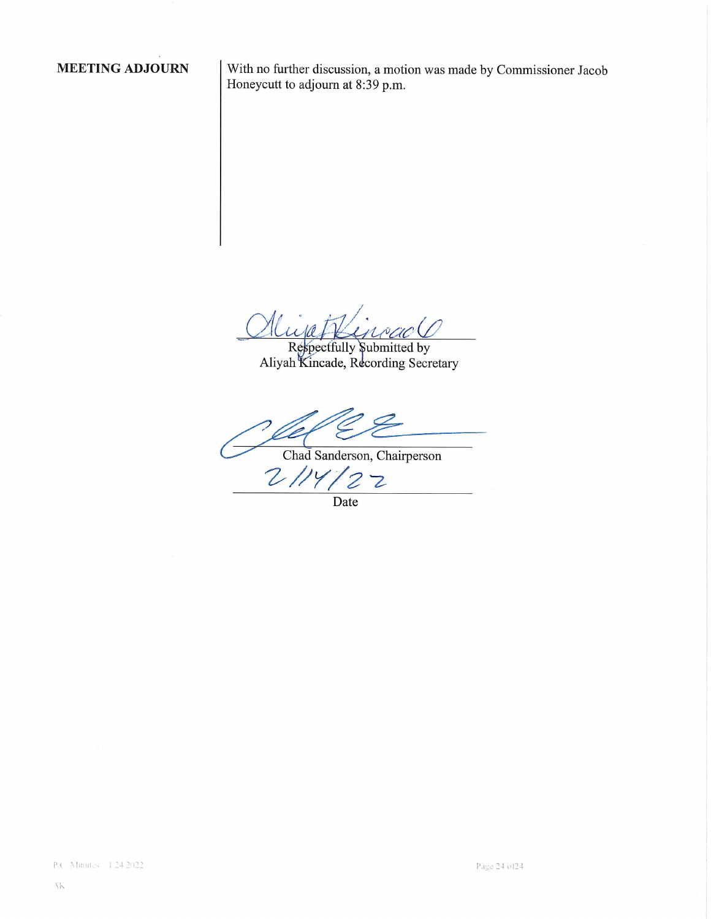**MEETING ADJOURN**

With no further discussion, a motion was made by Commissioner Jacob Honeycutt to adjourn at 8:39 p.m.

Respectfully Submitted by
Aliyah Kincade, Recording Secretary

Chad Sanderson, Chairperson

2/14/22

Date

AK